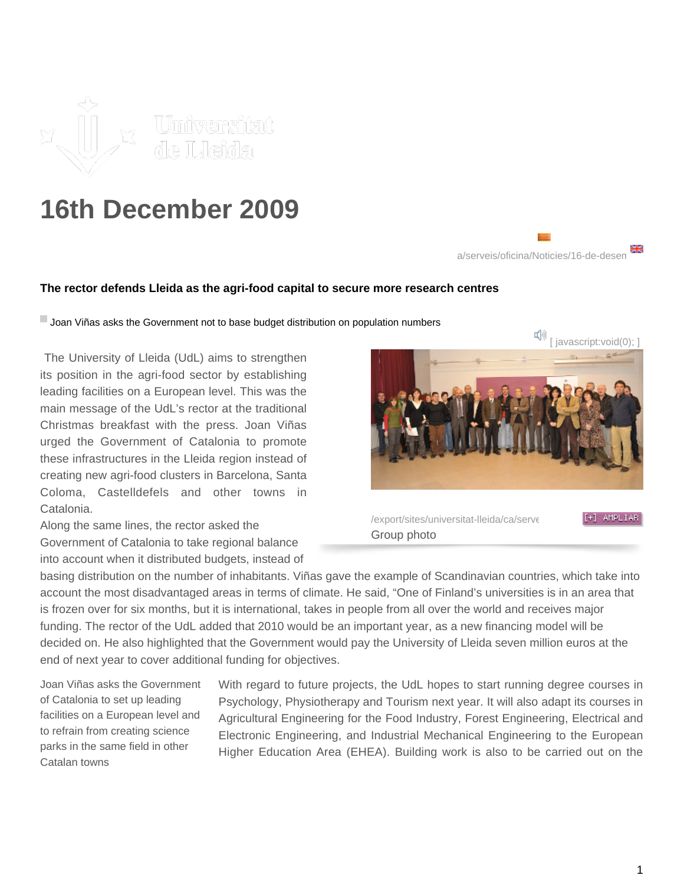# 16th December 2009

a/serveis/oficina/Noticies/16-de-desen

**The rector defends Lleida as the agri-food capital to secure more research centres**

Joan Viñas asks the Government not to base budget distribution on population numbers

[ javascript:void(0); ]

The University of Lleida (UdL) aims to strengthen its position in the agri-food sector by establishing leading facilities on a European level. This was the main message of the UdL's rector at the traditional Christmas breakfast with the press. Joan Viñas urged the Government of Catalonia to promote these infrastructures in the Lleida region instead of creating new agri-food clusters in Barcelona, Santa Coloma, Castelldefels and other towns in Catalonia.

/export/sites/universitat-lleida/ca/serve

[+] AMPLIAR

Group photo

Along the same lines, the rector asked the Government of Catalonia to take regional balance into account when it distributed budgets, instead of basing distribution on the number of inhabitants. Viñas gave the example of Scandinavian countries, which take into account the most disadvantaged areas in terms of climate. He said, "One of Finland's universities is in an area that is frozen over for six months, but it is international, takes in people from all over the world and receives major funding. The rector of the UdL added that 2010 would be an important year, as a new financing model will be decided on. He also highlighted that the Government would pay the University of Lleida seven million euros at the end of next year to cover additional funding for objectives.

Joan Viñas asks the Government of Catalonia to set up leading facilities on a European level and to refrain from creating science parks in the same field in other Catalan towns

With regard to future projects, the UdL hopes to start running degree courses in Psychology, Physiotherapy and Tourism next year. It will also adapt its courses in Agricultural Engineering for the Food Industry, Forest Engineering, Electrical and Electronic Engineering, and Industrial Mechanical Engineering to the European Higher Education Area (EHEA). Building work is also to be carried out on the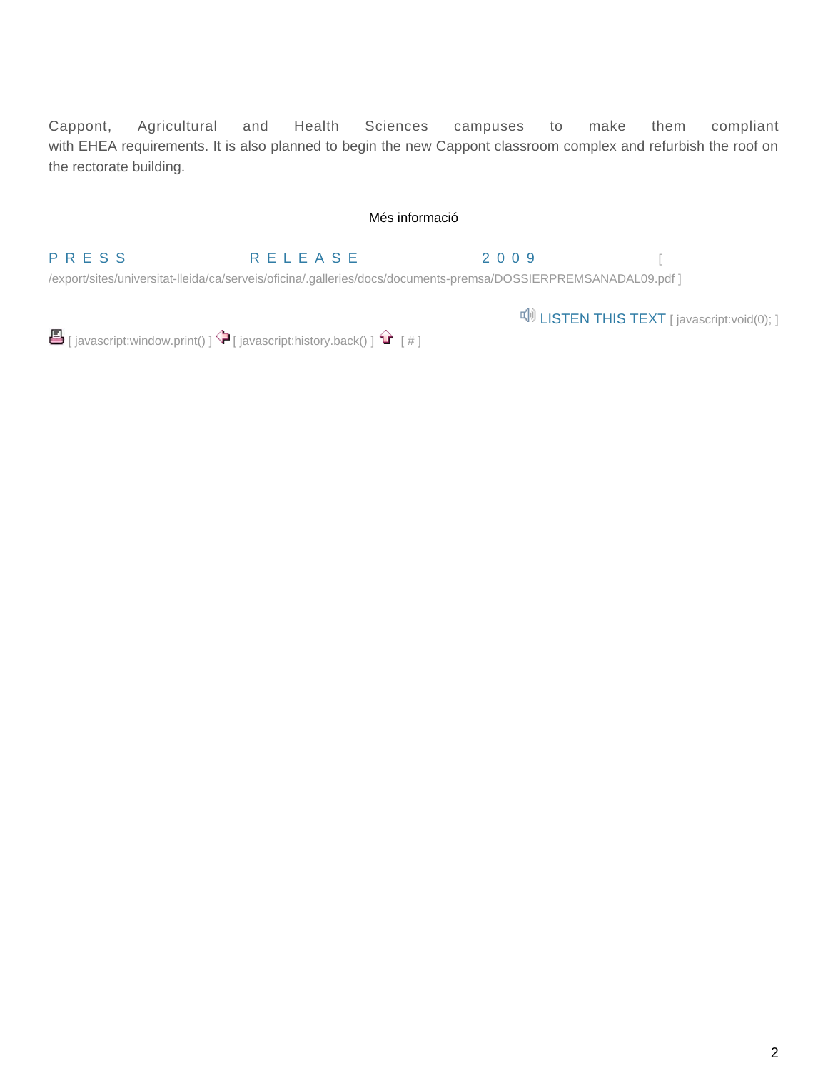Cappont, Agricultural and Health Sciences campuses to make them compliant with EHEA requirements. It is also planned to begin the new Cappont classroom complex and refurbish the roof on the rectorate building.

Més informació

PRESS RELEASE 2009 [ /export/sites/universitat-lleida/ca/serveis/oficina/.galleries/docs/documents-premsa/DOSSIERPREMSANADAL09.pdf ]

LISTEN THIS TEXT [ javascript:void(0); ]

[ javascript:window.print() ] [ javascript:history.back() ] [ # ]